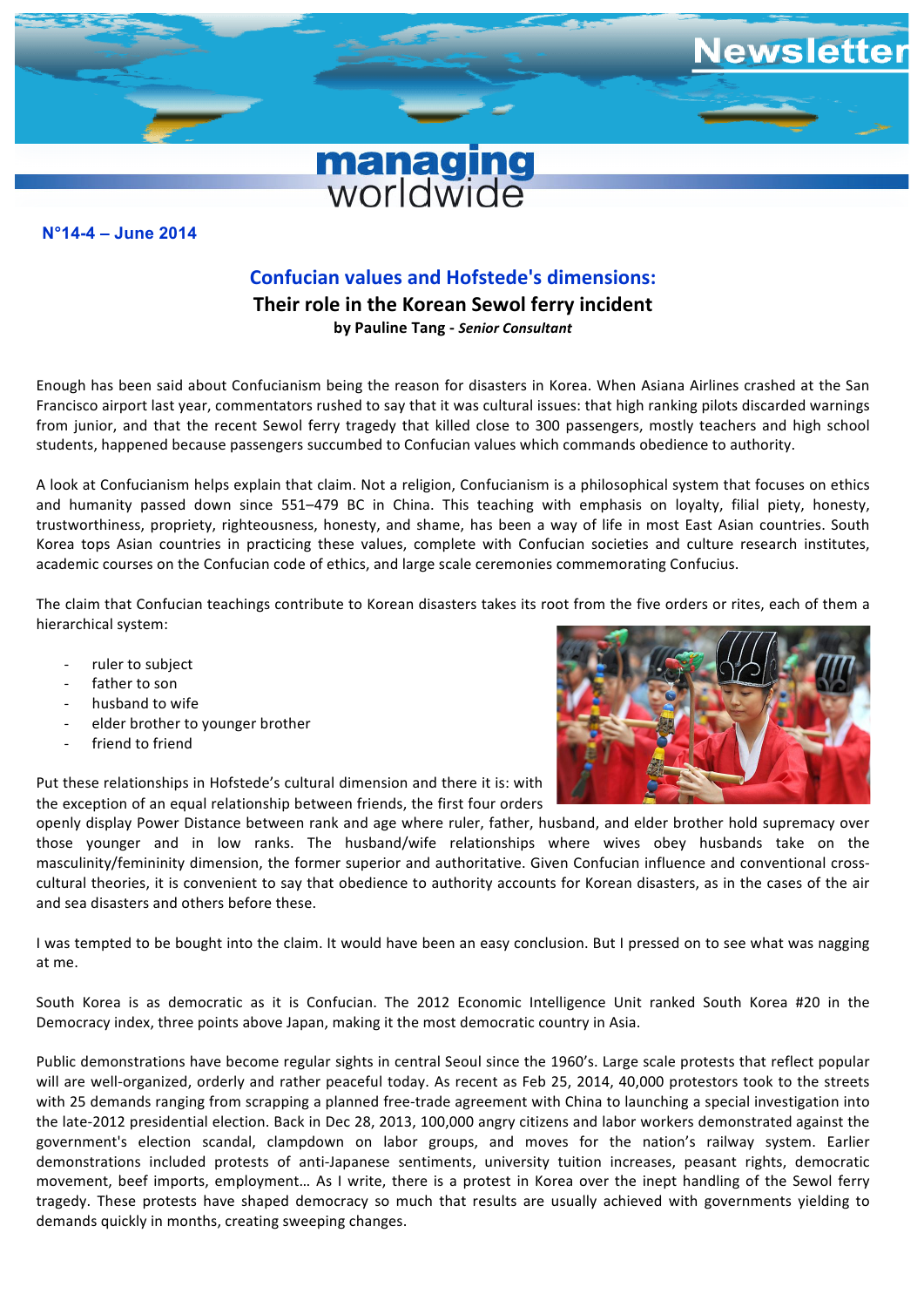# managing worldwide

**N°14-4 – June 2014**

## Confucian values and Hofstede's dimensions:

### Their role in the Korean Sewol ferry incident

**by Pauline Tang - *Senior Consultant***

Enough has been said about Confucianism being the reason for disasters in Korea. When Asiana Airlines crashed at the San Francisco airport last year, commentators rushed to say that it was cultural issues: that high ranking pilots discarded warnings from junior, and that the recent Sewol ferry tragedy that killed close to 300 passengers, mostly teachers and high school students, happened because passengers succumbed to Confucian values which commands obedience to authority.

A look at Confucianism helps explain that claim. Not a religion, Confucianism is a philosophical system that focuses on ethics and humanity passed down since 551–479 BC in China. This teaching with emphasis on loyalty, filial piety, honesty, trustworthiness, propriety, righteousness, honesty, and shame, has been a way of life in most East Asian countries. South Korea tops Asian countries in practicing these values, complete with Confucian societies and culture research institutes, academic courses on the Confucian code of ethics, and large scale ceremonies commemorating Confucius.

The claim that Confucian teachings contribute to Korean disasters takes its root from the five orders or rites, each of them a hierarchical system:

- ruler to subject
- father to son
- husband to wife
- elder brother to younger brother
- friend to friend

Put these relationships in Hofstede's cultural dimension and there it is: with the exception of an equal relationship between friends, the first four orders openly display Power Distance between rank and age where ruler, father, husband, and elder brother hold supremacy over those younger and in low ranks. The husband/wife relationships where wives obey husbands take on the masculinity/femininity dimension, the former superior and authoritative. Given Confucian influence and conventional cross-cultural theories, it is convenient to say that obedience to authority accounts for Korean disasters, as in the cases of the air and sea disasters and others before these.

I was tempted to be bought into the claim. It would have been an easy conclusion. But I pressed on to see what was nagging at me.

South Korea is as democratic as it is Confucian. The 2012 Economic Intelligence Unit ranked South Korea #20 in the Democracy index, three points above Japan, making it the most democratic country in Asia.

Public demonstrations have become regular sights in central Seoul since the 1960's. Large scale protests that reflect popular will are well-organized, orderly and rather peaceful today. As recent as Feb 25, 2014, 40,000 protestors took to the streets with 25 demands ranging from scrapping a planned free-trade agreement with China to launching a special investigation into the late-2012 presidential election. Back in Dec 28, 2013, 100,000 angry citizens and labor workers demonstrated against the government's election scandal, clampdown on labor groups, and moves for the nation's railway system. Earlier demonstrations included protests of anti-Japanese sentiments, university tuition increases, peasant rights, democratic movement, beef imports, employment… As I write, there is a protest in Korea over the inept handling of the Sewol ferry tragedy. These protests have shaped democracy so much that results are usually achieved with governments yielding to demands quickly in months, creating sweeping changes.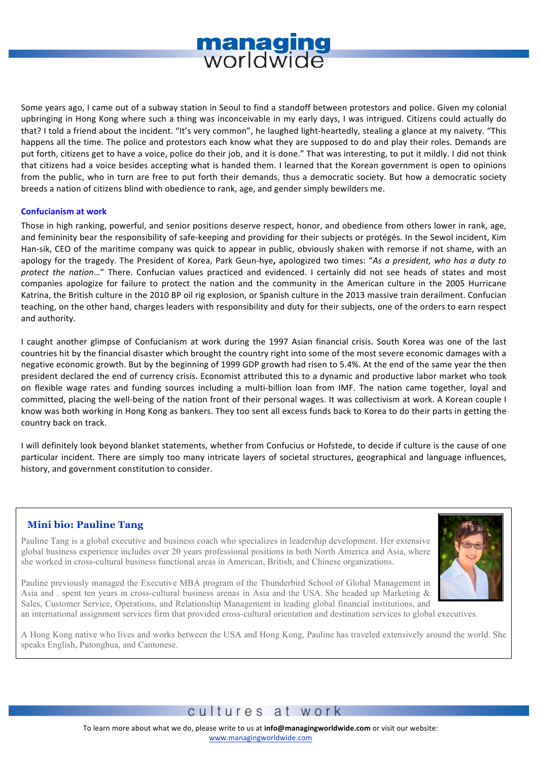Some years ago, I came out of a subway station in Seoul to find a standoff between protestors and police. Given my colonial upbringing in Hong Kong where such a thing was inconceivable in my early days, I was intrigued. Citizens could actually do that? I told a friend about the incident. "It's very common", he laughed light-heartedly, stealing a glance at my naivety. "This happens all the time. The police and protestors each know what they are supposed to do and play their roles. Demands are put forth, citizens get to have a voice, police do their job, and it is done." That was interesting, to put it mildly. I did not think that citizens had a voice besides accepting what is handed them. I learned that the Korean government is open to opinions from the public, who in turn are free to put forth their demands, thus a democratic society. But how a democratic society breeds a nation of citizens blind with obedience to rank, age, and gender simply bewilders me.

### Confucianism at work

Those in high ranking, powerful, and senior positions deserve respect, honor, and obedience from others lower in rank, age, and femininity bear the responsibility of safe-keeping and providing for their subjects or protégés. In the Sewol incident, Kim Han-sik, CEO of the maritime company was quick to appear in public, obviously shaken with remorse if not shame, with an apology for the tragedy. The President of Korea, Park Geun-hye**,** apologized two times: "*As a president, who has a duty to protect the nation*…" There. Confucian values practiced and evidenced. I certainly did not see heads of states and most companies apologize for failure to protect the nation and the community in the American culture in the 2005 Hurricane Katrina, the British culture in the 2010 BP oil rig explosion, or Spanish culture in the 2013 massive train derailment. Confucian teaching, on the other hand, charges leaders with responsibility and duty for their subjects, one of the orders to earn respect and authority.

I caught another glimpse of Confucianism at work during the 1997 Asian financial crisis. South Korea was one of the last countries hit by the financial disaster which brought the country right into some of the most severe economic damages with a negative economic growth. But by the beginning of 1999 GDP growth had risen to 5.4%. At the end of the same year the then president declared the end of currency crisis. Economist attributed this to a dynamic and productive labor market who took on flexible wage rates and funding sources including a multi-billion loan from IMF. The nation came together, loyal and committed, placing the well-being of the nation front of their personal wages. It was collectivism at work. A Korean couple I know was both working in Hong Kong as bankers. They too sent all excess funds back to Korea to do their parts in getting the country back on track.

I will definitely look beyond blanket statements, whether from Confucius or Hofstede, to decide if culture is the cause of one particular incident. There are simply too many intricate layers of societal structures, geographical and language influences, history, and government constitution to consider.

### Mini bio: Pauline Tang

Pauline Tang is a global executive and business coach who specializes in leadership development. Her extensive global business experience includes over 20 years professional positions in both North America and Asia, where she worked in cross-cultural business functional areas in American, British, and Chinese organizations.

Pauline previously managed the Executive MBA program of the Thunderbird School of Global Management in Asia and . spent ten years in cross-cultural business arenas in Asia and the USA. She headed up Marketing & Sales, Customer Service, Operations, and Relationship Management in leading global financial institutions, and an international assignment services firm that provided cross-cultural orientation and destination services to global executives.

A Hong Kong native who lives and works between the USA and Hong Kong, Pauline has traveled extensively around the world. She speaks English, Putonghua, and Cantonese.